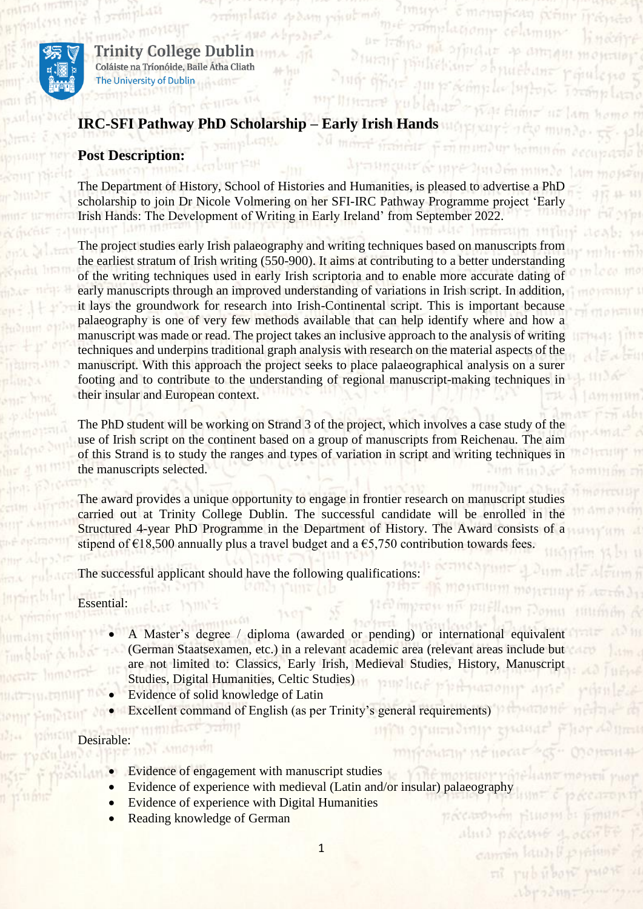Trinity College Dublin
Coláiste na Tríonóide, Baile Átha Cliath
The University of Dublin

## IRC-SFI Pathway PhD Scholarship – Early Irish Hands

### Post Description:

The Department of History, School of Histories and Humanities, is pleased to advertise a PhD scholarship to join Dr Nicole Volmering on her SFI-IRC Pathway Programme project 'Early Irish Hands: The Development of Writing in Early Ireland' from September 2022.

The project studies early Irish palaeography and writing techniques based on manuscripts from the earliest stratum of Irish writing (550-900). It aims at contributing to a better understanding of the writing techniques used in early Irish scriptoria and to enable more accurate dating of early manuscripts through an improved understanding of variations in Irish script. In addition, it lays the groundwork for research into Irish-Continental script. This is important because palaeography is one of very few methods available that can help identify where and how a manuscript was made or read. The project takes an inclusive approach to the analysis of writing techniques and underpins traditional graph analysis with research on the material aspects of the manuscript. With this approach the project seeks to place palaeographical analysis on a surer footing and to contribute to the understanding of regional manuscript-making techniques in their insular and European context.

The PhD student will be working on Strand 3 of the project, which involves a case study of the use of Irish script on the continent based on a group of manuscripts from Reichenau. The aim of this Strand is to study the ranges and types of variation in script and writing techniques in the manuscripts selected.

The award provides a unique opportunity to engage in frontier research on manuscript studies carried out at Trinity College Dublin. The successful candidate will be enrolled in the Structured 4-year PhD Programme in the Department of History. The Award consists of a stipend of €18,500 annually plus a travel budget and a €5,750 contribution towards fees.

The successful applicant should have the following qualifications:

Essential:

- A Master's degree / diploma (awarded or pending) or international equivalent (German Staatsexamen, etc.) in a relevant academic area (relevant areas include but are not limited to: Classics, Early Irish, Medieval Studies, History, Manuscript Studies, Digital Humanities, Celtic Studies)
- Evidence of solid knowledge of Latin
- Excellent command of English (as per Trinity's general requirements)

Desirable:

- Evidence of engagement with manuscript studies
- Evidence of experience with medieval (Latin and/or insular) palaeography
- Evidence of experience with Digital Humanities
- Reading knowledge of German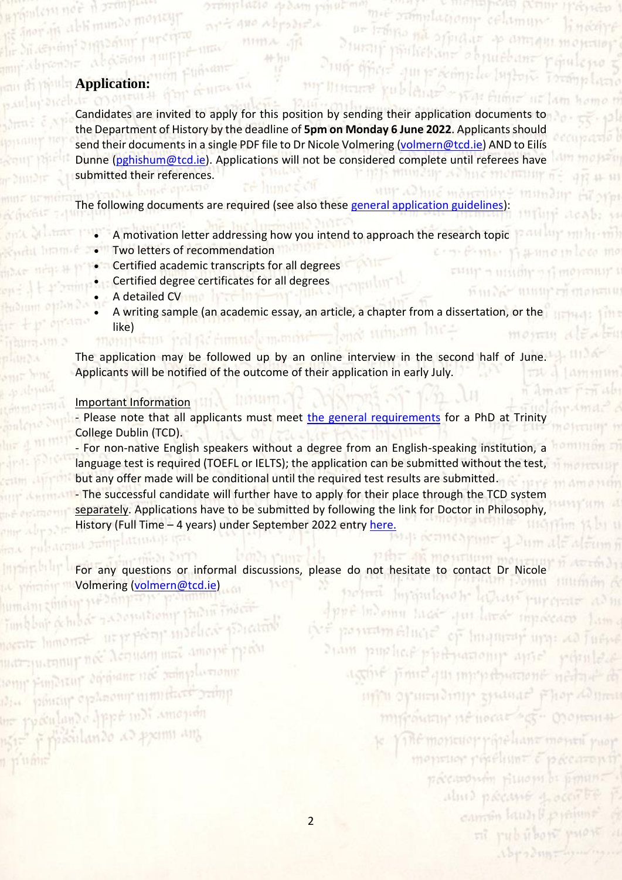## Application:

Candidates are invited to apply for this position by sending their application documents to the Department of History by the deadline of **5pm on Monday 6 June 2022**. Applicants should send their documents in a single PDF file to Dr Nicole Volmering (volmern@tcd.ie) AND to Eilís Dunne (pghishum@tcd.ie). Applications will not be considered complete until referees have submitted their references.

The following documents are required (see also these general application guidelines):

- A motivation letter addressing how you intend to approach the research topic
- Two letters of recommendation
- Certified academic transcripts for all degrees
- Certified degree certificates for all degrees
- A detailed CV
- A writing sample (an academic essay, an article, a chapter from a dissertation, or the like)

The application may be followed up by an online interview in the second half of June. Applicants will be notified of the outcome of their application in early July.

Important Information

- Please note that all applicants must meet the general requirements for a PhD at Trinity College Dublin (TCD).
- For non-native English speakers without a degree from an English-speaking institution, a language test is required (TOEFL or IELTS); the application can be submitted without the test, but any offer made will be conditional until the required test results are submitted.
- The successful candidate will further have to apply for their place through the TCD system separately. Applications have to be submitted by following the link for Doctor in Philosophy, History (Full Time – 4 years) under September 2022 entry here.

For any questions or informal discussions, please do not hesitate to contact Dr Nicole Volmering (volmern@tcd.ie)